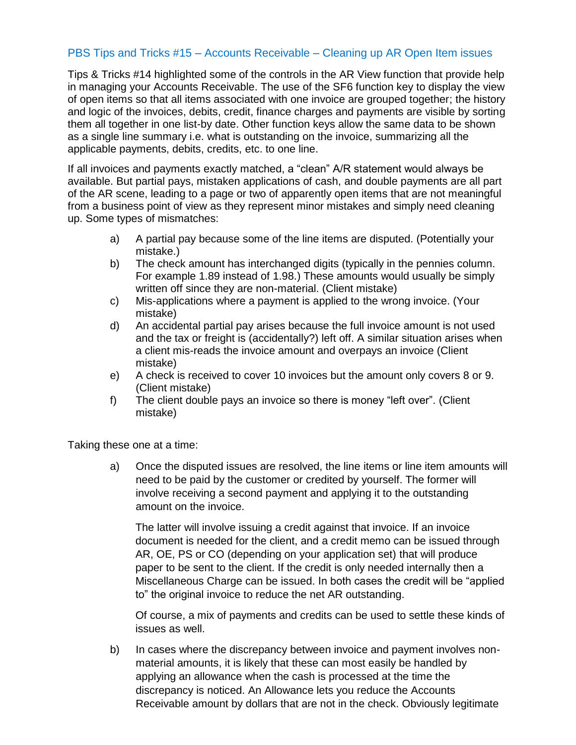## PBS Tips and Tricks #15 – Accounts Receivable – Cleaning up AR Open Item issues

Tips & Tricks #14 highlighted some of the controls in the AR View function that provide help in managing your Accounts Receivable. The use of the SF6 function key to display the view of open items so that all items associated with one invoice are grouped together; the history and logic of the invoices, debits, credit, finance charges and payments are visible by sorting them all together in one list-by date. Other function keys allow the same data to be shown as a single line summary i.e. what is outstanding on the invoice, summarizing all the applicable payments, debits, credits, etc. to one line.

If all invoices and payments exactly matched, a "clean" A/R statement would always be available. But partial pays, mistaken applications of cash, and double payments are all part of the AR scene, leading to a page or two of apparently open items that are not meaningful from a business point of view as they represent minor mistakes and simply need cleaning up. Some types of mismatches:

a) A partial pay because some of the line items are disputed. (Potentially your mistake.)
b) The check amount has interchanged digits (typically in the pennies column. For example 1.89 instead of 1.98.) These amounts would usually be simply written off since they are non-material. (Client mistake)
c) Mis-applications where a payment is applied to the wrong invoice. (Your mistake)
d) An accidental partial pay arises because the full invoice amount is not used and the tax or freight is (accidentally?) left off. A similar situation arises when a client mis-reads the invoice amount and overpays an invoice (Client mistake)
e) A check is received to cover 10 invoices but the amount only covers 8 or 9. (Client mistake)
f) The client double pays an invoice so there is money "left over". (Client mistake)

Taking these one at a time:

a) Once the disputed issues are resolved, the line items or line item amounts will need to be paid by the customer or credited by yourself. The former will involve receiving a second payment and applying it to the outstanding amount on the invoice.

   The latter will involve issuing a credit against that invoice. If an invoice document is needed for the client, and a credit memo can be issued through AR, OE, PS or CO (depending on your application set) that will produce paper to be sent to the client. If the credit is only needed internally then a Miscellaneous Charge can be issued. In both cases the credit will be "applied to" the original invoice to reduce the net AR outstanding.

   Of course, a mix of payments and credits can be used to settle these kinds of issues as well.

b) In cases where the discrepancy between invoice and payment involves non-material amounts, it is likely that these can most easily be handled by applying an allowance when the cash is processed at the time the discrepancy is noticed. An Allowance lets you reduce the Accounts Receivable amount by dollars that are not in the check. Obviously legitimate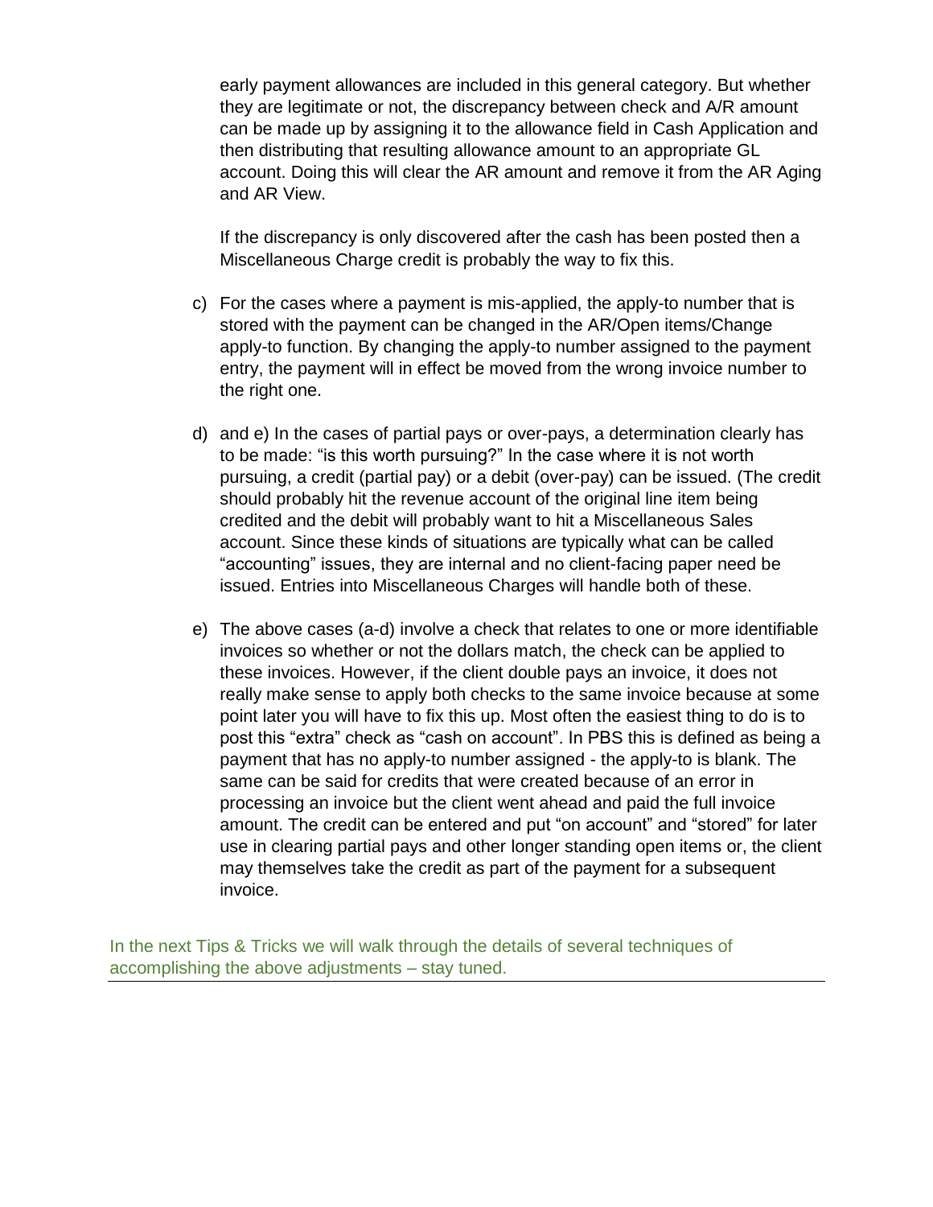early payment allowances are included in this general category. But whether they are legitimate or not, the discrepancy between check and A/R amount can be made up by assigning it to the allowance field in Cash Application and then distributing that resulting allowance amount to an appropriate GL account. Doing this will clear the AR amount and remove it from the AR Aging and AR View.

If the discrepancy is only discovered after the cash has been posted then a Miscellaneous Charge credit is probably the way to fix this.

c) For the cases where a payment is mis-applied, the apply-to number that is stored with the payment can be changed in the AR/Open items/Change apply-to function. By changing the apply-to number assigned to the payment entry, the payment will in effect be moved from the wrong invoice number to the right one.

d) and e) In the cases of partial pays or over-pays, a determination clearly has to be made: "is this worth pursuing?" In the case where it is not worth pursuing, a credit (partial pay) or a debit (over-pay) can be issued. (The credit should probably hit the revenue account of the original line item being credited and the debit will probably want to hit a Miscellaneous Sales account. Since these kinds of situations are typically what can be called "accounting" issues, they are internal and no client-facing paper need be issued. Entries into Miscellaneous Charges will handle both of these.

e) The above cases (a-d) involve a check that relates to one or more identifiable invoices so whether or not the dollars match, the check can be applied to these invoices. However, if the client double pays an invoice, it does not really make sense to apply both checks to the same invoice because at some point later you will have to fix this up. Most often the easiest thing to do is to post this "extra" check as "cash on account". In PBS this is defined as being a payment that has no apply-to number assigned - the apply-to is blank. The same can be said for credits that were created because of an error in processing an invoice but the client went ahead and paid the full invoice amount. The credit can be entered and put "on account" and "stored" for later use in clearing partial pays and other longer standing open items or, the client may themselves take the credit as part of the payment for a subsequent invoice.

In the next Tips & Tricks we will walk through the details of several techniques of accomplishing the above adjustments – stay tuned.